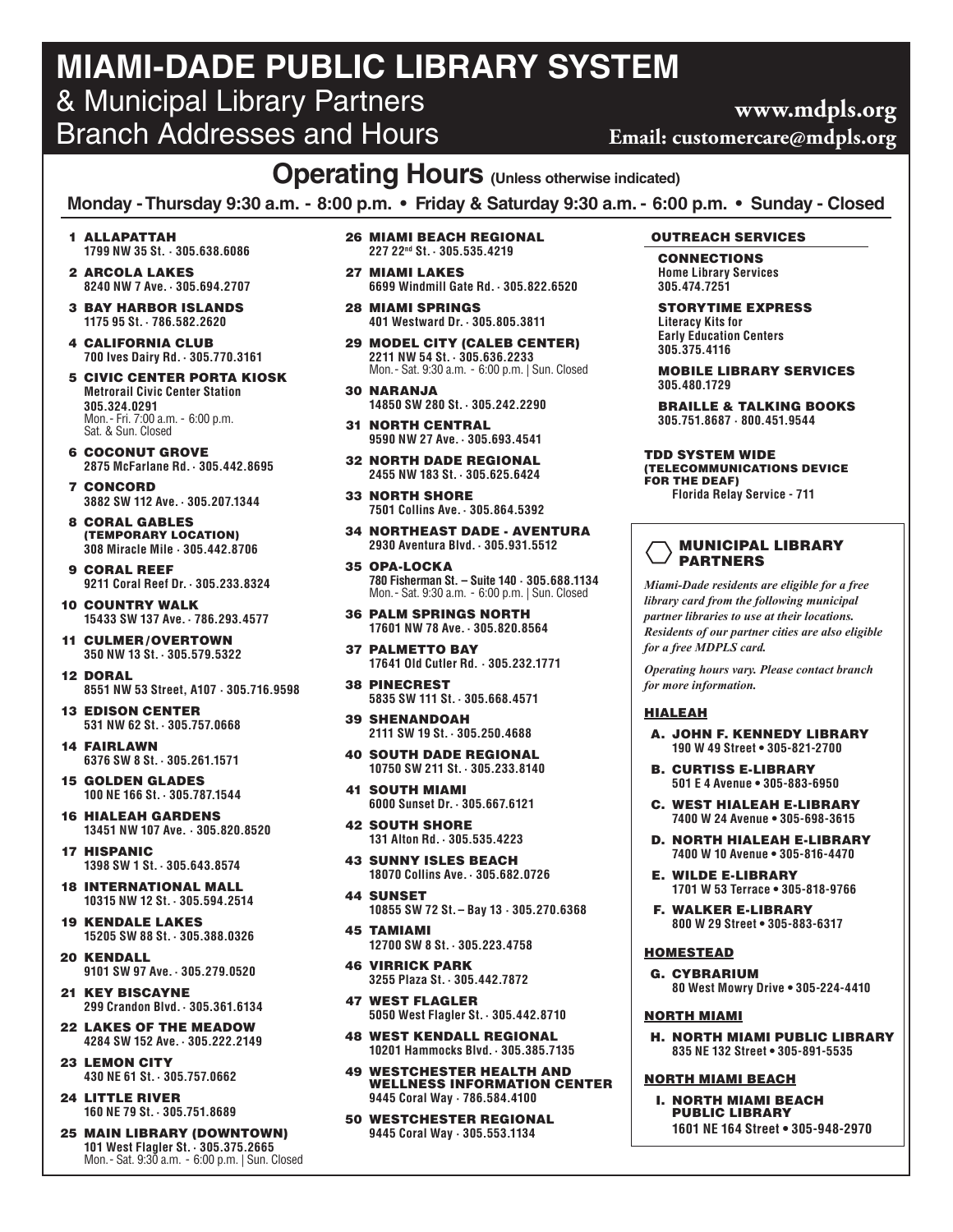# MIAMI-DADE PUBLIC LIBRARY SYSTEM

## & Municipal Library Partners Branch Addresses and Hours

**www.mdpls.org**
**Email: customercare@mdpls.org**

## Operating Hours (Unless otherwise indicated)

**Monday - Thursday 9:30 a.m. - 8:00 p.m. • Friday & Saturday 9:30 a.m. - 6:00 p.m. • Sunday - Closed**

1. **ALLAPATTAH**
   1799 NW 35 St. · 305.638.6086
2. **ARCOLA LAKES**
   8240 NW 7 Ave. · 305.694.2707
3. **BAY HARBOR ISLANDS**
   1175 95 St. · 786.582.2620
4. **CALIFORNIA CLUB**
   700 Ives Dairy Rd. · 305.770.3161
5. **CIVIC CENTER PORTA KIOSK**
   Metrorail Civic Center Station
   305.324.0291
   Mon.- Fri. 7:00 a.m. - 6:00 p.m.
   Sat. & Sun. Closed
6. **COCONUT GROVE**
   2875 McFarlane Rd. · 305.442.8695
7. **CONCORD**
   3882 SW 112 Ave. · 305.207.1344
8. **CORAL GABLES (TEMPORARY LOCATION)**
   308 Miracle Mile · 305.442.8706
9. **CORAL REEF**
   9211 Coral Reef Dr. · 305.233.8324
10. **COUNTRY WALK**
    15433 SW 137 Ave. · 786.293.4577
11. **CULMER/OVERTOWN**
    350 NW 13 St. · 305.579.5322
12. **DORAL**
    8551 NW 53 Street, A107 · 305.716.9598
13. **EDISON CENTER**
    531 NW 62 St. · 305.757.0668
14. **FAIRLAWN**
    6376 SW 8 St. · 305.261.1571
15. **GOLDEN GLADES**
    100 NE 166 St. · 305.787.1544
16. **HIALEAH GARDENS**
    13451 NW 107 Ave. · 305.820.8520
17. **HISPANIC**
    1398 SW 1 St. · 305.643.8574
18. **INTERNATIONAL MALL**
    10315 NW 12 St. · 305.594.2514
19. **KENDALE LAKES**
    15205 SW 88 St. · 305.388.0326
20. **KENDALL**
    9101 SW 97 Ave. · 305.279.0520
21. **KEY BISCAYNE**
    299 Crandon Blvd. · 305.361.6134
22. **LAKES OF THE MEADOW**
    4284 SW 152 Ave. · 305.222.2149
23. **LEMON CITY**
    430 NE 61 St. · 305.757.0662
24. **LITTLE RIVER**
    160 NE 79 St. · 305.751.8689
25. **MAIN LIBRARY (DOWNTOWN)**
    101 West Flagler St. · 305.375.2665
    Mon.- Sat. 9:30 a.m. - 6:00 p.m. | Sun. Closed
26. **MIAMI BEACH REGIONAL**
    227 22nd St. · 305.535.4219
27. **MIAMI LAKES**
    6699 Windmill Gate Rd. · 305.822.6520
28. **MIAMI SPRINGS**
    401 Westward Dr. · 305.805.3811
29. **MODEL CITY (CALEB CENTER)**
    2211 NW 54 St. · 305.636.2233
    Mon.- Sat. 9:30 a.m. - 6:00 p.m. | Sun. Closed
30. **NARANJA**
    14850 SW 280 St. · 305.242.2290
31. **NORTH CENTRAL**
    9590 NW 27 Ave. · 305.693.4541
32. **NORTH DADE REGIONAL**
    2455 NW 183 St. · 305.625.6424
33. **NORTH SHORE**
    7501 Collins Ave. · 305.864.5392
34. **NORTHEAST DADE - AVENTURA**
    2930 Aventura Blvd. · 305.931.5512
35. **OPA-LOCKA**
    780 Fisherman St. – Suite 140 · 305.688.1134
    Mon.- Sat. 9:30 a.m. - 6:00 p.m. | Sun. Closed
36. **PALM SPRINGS NORTH**
    17601 NW 78 Ave. · 305.820.8564
37. **PALMETTO BAY**
    17641 Old Cutler Rd. · 305.232.1771
38. **PINECREST**
    5835 SW 111 St. · 305.668.4571
39. **SHENANDOAH**
    2111 SW 19 St. · 305.250.4688
40. **SOUTH DADE REGIONAL**
    10750 SW 211 St. · 305.233.8140
41. **SOUTH MIAMI**
    6000 Sunset Dr. · 305.667.6121
42. **SOUTH SHORE**
    131 Alton Rd. · 305.535.4223
43. **SUNNY ISLES BEACH**
    18070 Collins Ave. · 305.682.0726
44. **SUNSET**
    10855 SW 72 St. – Bay 13 · 305.270.6368
45. **TAMIAMI**
    12700 SW 8 St. · 305.223.4758
46. **VIRRICK PARK**
    3255 Plaza St. · 305.442.7872
47. **WEST FLAGLER**
    5050 West Flagler St. · 305.442.8710
48. **WEST KENDALL REGIONAL**
    10201 Hammocks Blvd. · 305.385.7135
49. **WESTCHESTER HEALTH AND WELLNESS INFORMATION CENTER**
    9445 Coral Way · 786.584.4100
50. **WESTCHESTER REGIONAL**
    9445 Coral Way · 305.553.1134

### OUTREACH SERVICES

**CONNECTIONS**
Home Library Services
305.474.7251

**STORYTIME EXPRESS**
Literacy Kits for Early Education Centers
305.375.4116

**MOBILE LIBRARY SERVICES**
305.480.1729

**BRAILLE & TALKING BOOKS**
305.751.8687 · 800.451.9544

**TDD SYSTEM WIDE (TELECOMMUNICATIONS DEVICE FOR THE DEAF)**
Florida Relay Service - 711

### MUNICIPAL LIBRARY PARTNERS

*Miami-Dade residents are eligible for a free library card from the following municipal partner libraries to use at their locations. Residents of our partner cities are also eligible for a free MDPLS card.*

*Operating hours vary. Please contact branch for more information.*

#### HIALEAH

A. **JOHN F. KENNEDY LIBRARY**
   190 W 49 Street • 305-821-2700

B. **CURTISS E-LIBRARY**
   501 E 4 Avenue • 305-883-6950

C. **WEST HIALEAH E-LIBRARY**
   7400 W 24 Avenue • 305-698-3615

D. **NORTH HIALEAH E-LIBRARY**
   7400 W 10 Avenue • 305-816-4470

E. **WILDE E-LIBRARY**
   1701 W 53 Terrace • 305-818-9766

F. **WALKER E-LIBRARY**
   800 W 29 Street • 305-883-6317

#### HOMESTEAD

G. **CYBRARIUM**
   80 West Mowry Drive • 305-224-4410

#### NORTH MIAMI

H. **NORTH MIAMI PUBLIC LIBRARY**
   835 NE 132 Street • 305-891-5535

#### NORTH MIAMI BEACH

I. **NORTH MIAMI BEACH PUBLIC LIBRARY**
   1601 NE 164 Street • 305-948-2970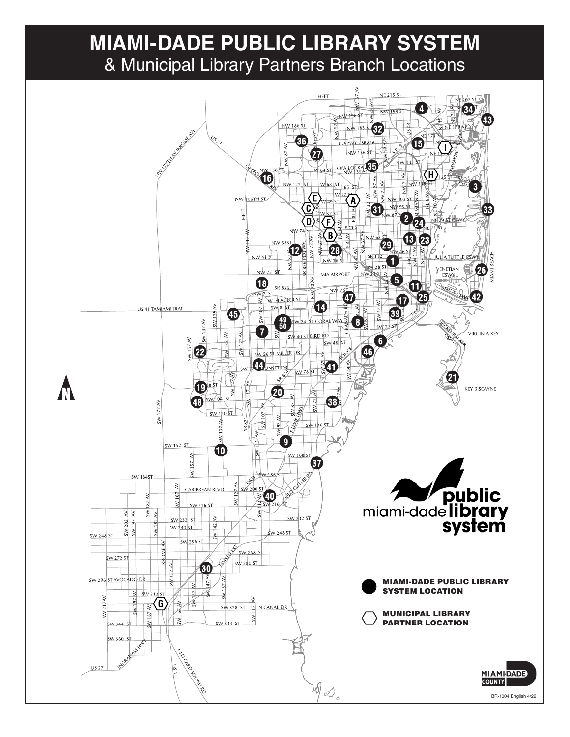# MIAMI-DADE PUBLIC LIBRARY SYSTEM

## & Municipal Library Partners Branch Locations

**MIAMI-DADE PUBLIC LIBRARY SYSTEM LOCATION**

**MUNICIPAL LIBRARY PARTNER LOCATION**

miami-dade public library system

MIAMI-DADE COUNTY

BR-1004 English 4/22